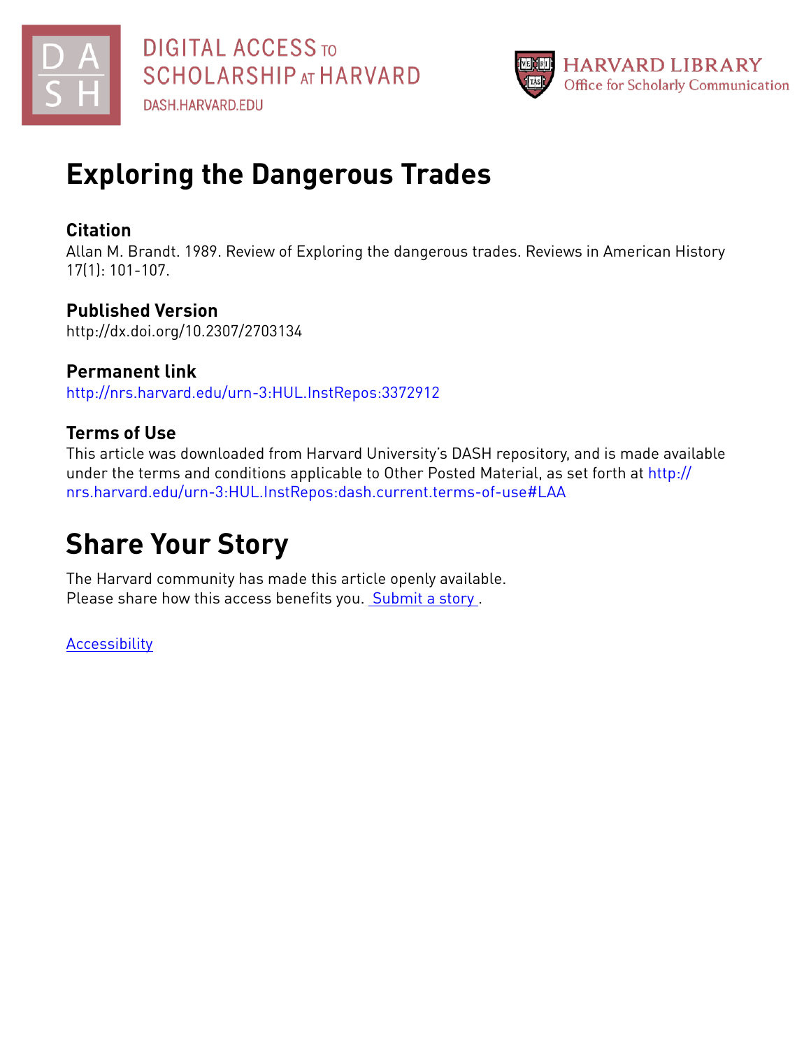# Exploring the Dangerous Trades

## Citation

Allan M. Brandt. 1989. Review of Exploring the dangerous trades. Reviews in American History 17(1): 101-107.

## Published Version

http://dx.doi.org/10.2307/2703134

## Permanent link

http://nrs.harvard.edu/urn-3:HUL.InstRepos:3372912

## Terms of Use

This article was downloaded from Harvard University's DASH repository, and is made available under the terms and conditions applicable to Other Posted Material, as set forth at http://nrs.harvard.edu/urn-3:HUL.InstRepos:dash.current.terms-of-use#LAA

# Share Your Story

The Harvard community has made this article openly available.
Please share how this access benefits you. Submit a story .

Accessibility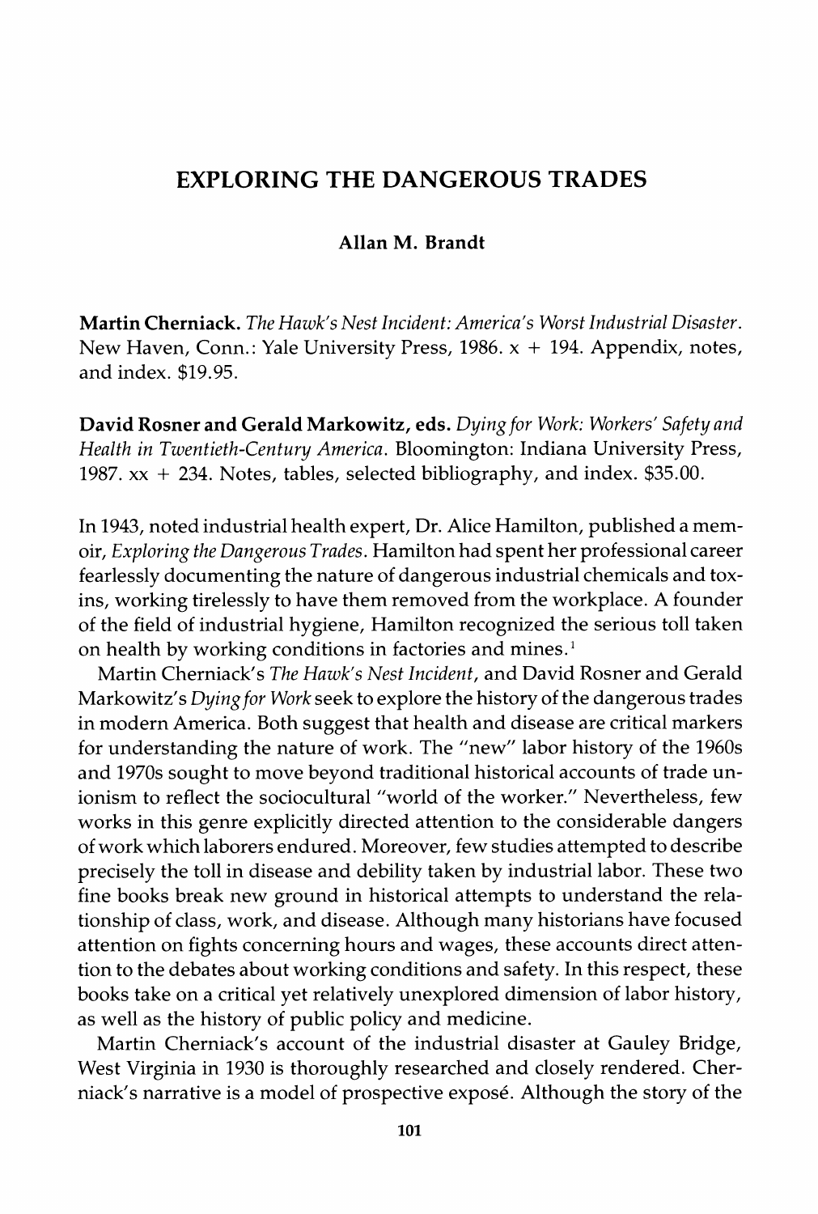# EXPLORING THE DANGEROUS TRADES

**Allan M. Brandt**

**Martin Cherniack.** *The Hawk's Nest Incident: America's Worst Industrial Disaster.* New Haven, Conn.: Yale University Press, 1986. x + 194. Appendix, notes, and index. $19.95.

**David Rosner and Gerald Markowitz, eds.** *Dying for Work: Workers' Safety and Health in Twentieth-Century America.* Bloomington: Indiana University Press, 1987. xx + 234. Notes, tables, selected bibliography, and index. $35.00.

In 1943, noted industrial health expert, Dr. Alice Hamilton, published a memoir, *Exploring the Dangerous Trades.* Hamilton had spent her professional career fearlessly documenting the nature of dangerous industrial chemicals and toxins, working tirelessly to have them removed from the workplace. A founder of the field of industrial hygiene, Hamilton recognized the serious toll taken on health by working conditions in factories and mines.[1]

Martin Cherniack's *The Hawk's Nest Incident,* and David Rosner and Gerald Markowitz's *Dying for Work* seek to explore the history of the dangerous trades in modern America. Both suggest that health and disease are critical markers for understanding the nature of work. The "new" labor history of the 1960s and 1970s sought to move beyond traditional historical accounts of trade unionism to reflect the sociocultural "world of the worker." Nevertheless, few works in this genre explicitly directed attention to the considerable dangers of work which laborers endured. Moreover, few studies attempted to describe precisely the toll in disease and debility taken by industrial labor. These two fine books break new ground in historical attempts to understand the relationship of class, work, and disease. Although many historians have focused attention on fights concerning hours and wages, these accounts direct attention to the debates about working conditions and safety. In this respect, these books take on a critical yet relatively unexplored dimension of labor history, as well as the history of public policy and medicine.

Martin Cherniack's account of the industrial disaster at Gauley Bridge, West Virginia in 1930 is thoroughly researched and closely rendered. Cherniack's narrative is a model of prospective exposé. Although the story of the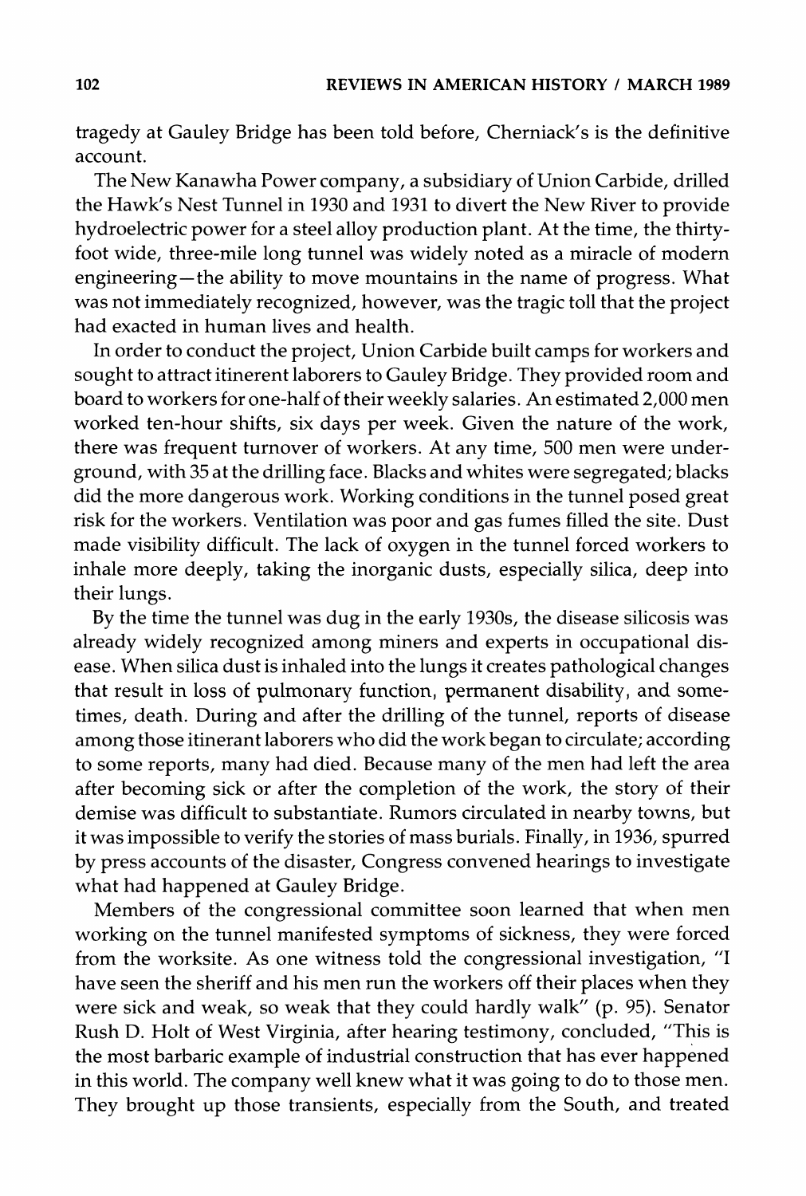tragedy at Gauley Bridge has been told before, Cherniack's is the definitive account.

The New Kanawha Power company, a subsidiary of Union Carbide, drilled the Hawk's Nest Tunnel in 1930 and 1931 to divert the New River to provide hydroelectric power for a steel alloy production plant. At the time, the thirty-foot wide, three-mile long tunnel was widely noted as a miracle of modern engineering—the ability to move mountains in the name of progress. What was not immediately recognized, however, was the tragic toll that the project had exacted in human lives and health.

In order to conduct the project, Union Carbide built camps for workers and sought to attract itinerent laborers to Gauley Bridge. They provided room and board to workers for one-half of their weekly salaries. An estimated 2,000 men worked ten-hour shifts, six days per week. Given the nature of the work, there was frequent turnover of workers. At any time, 500 men were underground, with 35 at the drilling face. Blacks and whites were segregated; blacks did the more dangerous work. Working conditions in the tunnel posed great risk for the workers. Ventilation was poor and gas fumes filled the site. Dust made visibility difficult. The lack of oxygen in the tunnel forced workers to inhale more deeply, taking the inorganic dusts, especially silica, deep into their lungs.

By the time the tunnel was dug in the early 1930s, the disease silicosis was already widely recognized among miners and experts in occupational disease. When silica dust is inhaled into the lungs it creates pathological changes that result in loss of pulmonary function, permanent disability, and sometimes, death. During and after the drilling of the tunnel, reports of disease among those itinerant laborers who did the work began to circulate; according to some reports, many had died. Because many of the men had left the area after becoming sick or after the completion of the work, the story of their demise was difficult to substantiate. Rumors circulated in nearby towns, but it was impossible to verify the stories of mass burials. Finally, in 1936, spurred by press accounts of the disaster, Congress convened hearings to investigate what had happened at Gauley Bridge.

Members of the congressional committee soon learned that when men working on the tunnel manifested symptoms of sickness, they were forced from the worksite. As one witness told the congressional investigation, "I have seen the sheriff and his men run the workers off their places when they were sick and weak, so weak that they could hardly walk" (p. 95). Senator Rush D. Holt of West Virginia, after hearing testimony, concluded, "This is the most barbaric example of industrial construction that has ever happened in this world. The company well knew what it was going to do to those men. They brought up those transients, especially from the South, and treated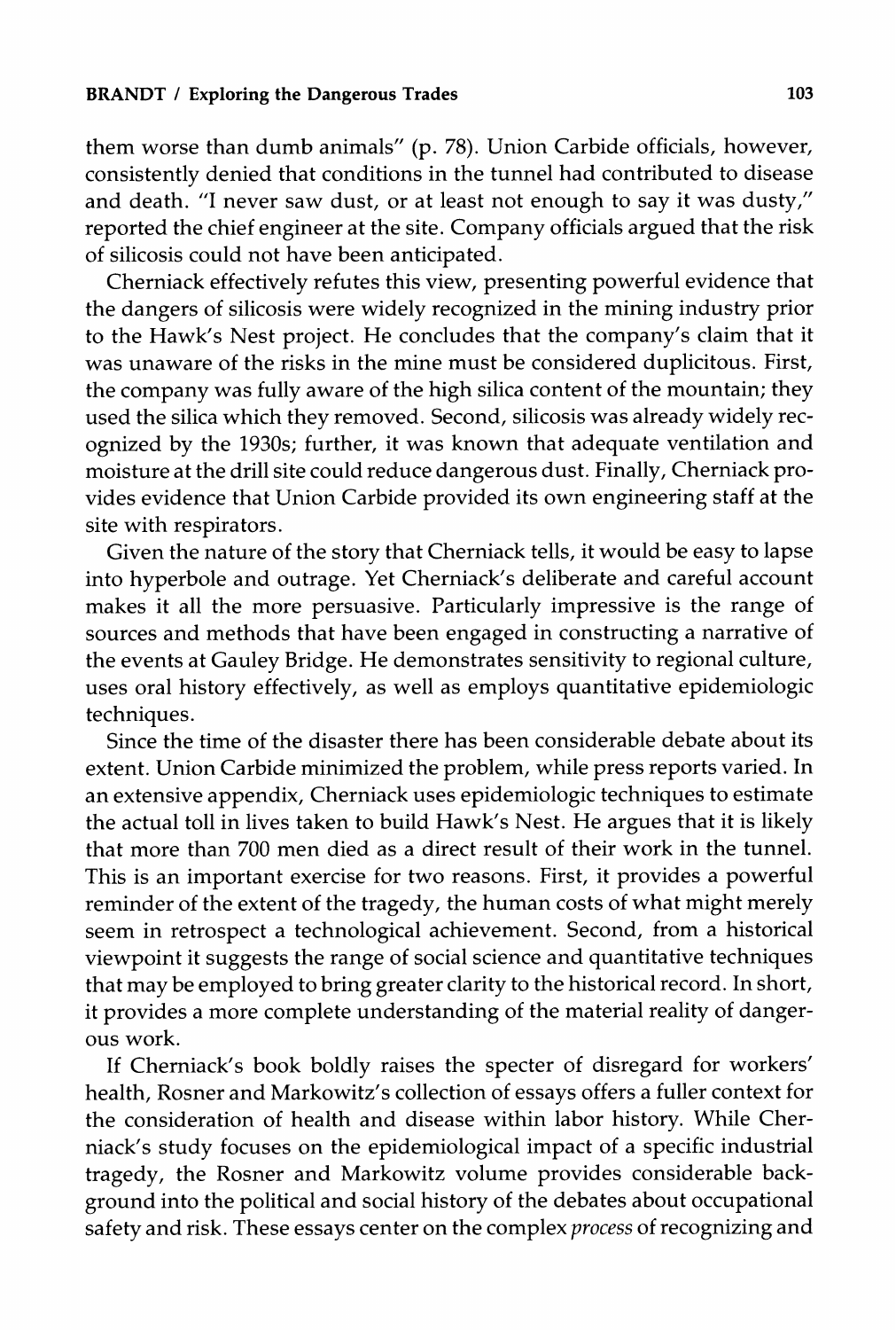them worse than dumb animals" (p. 78). Union Carbide officials, however, consistently denied that conditions in the tunnel had contributed to disease and death. "I never saw dust, or at least not enough to say it was dusty," reported the chief engineer at the site. Company officials argued that the risk of silicosis could not have been anticipated.

Cherniack effectively refutes this view, presenting powerful evidence that the dangers of silicosis were widely recognized in the mining industry prior to the Hawk's Nest project. He concludes that the company's claim that it was unaware of the risks in the mine must be considered duplicitous. First, the company was fully aware of the high silica content of the mountain; they used the silica which they removed. Second, silicosis was already widely recognized by the 1930s; further, it was known that adequate ventilation and moisture at the drill site could reduce dangerous dust. Finally, Cherniack provides evidence that Union Carbide provided its own engineering staff at the site with respirators.

Given the nature of the story that Cherniack tells, it would be easy to lapse into hyperbole and outrage. Yet Cherniack's deliberate and careful account makes it all the more persuasive. Particularly impressive is the range of sources and methods that have been engaged in constructing a narrative of the events at Gauley Bridge. He demonstrates sensitivity to regional culture, uses oral history effectively, as well as employs quantitative epidemiologic techniques.

Since the time of the disaster there has been considerable debate about its extent. Union Carbide minimized the problem, while press reports varied. In an extensive appendix, Cherniack uses epidemiologic techniques to estimate the actual toll in lives taken to build Hawk's Nest. He argues that it is likely that more than 700 men died as a direct result of their work in the tunnel. This is an important exercise for two reasons. First, it provides a powerful reminder of the extent of the tragedy, the human costs of what might merely seem in retrospect a technological achievement. Second, from a historical viewpoint it suggests the range of social science and quantitative techniques that may be employed to bring greater clarity to the historical record. In short, it provides a more complete understanding of the material reality of dangerous work.

If Cherniack's book boldly raises the specter of disregard for workers' health, Rosner and Markowitz's collection of essays offers a fuller context for the consideration of health and disease within labor history. While Cherniack's study focuses on the epidemiological impact of a specific industrial tragedy, the Rosner and Markowitz volume provides considerable background into the political and social history of the debates about occupational safety and risk. These essays center on the complex *process* of recognizing and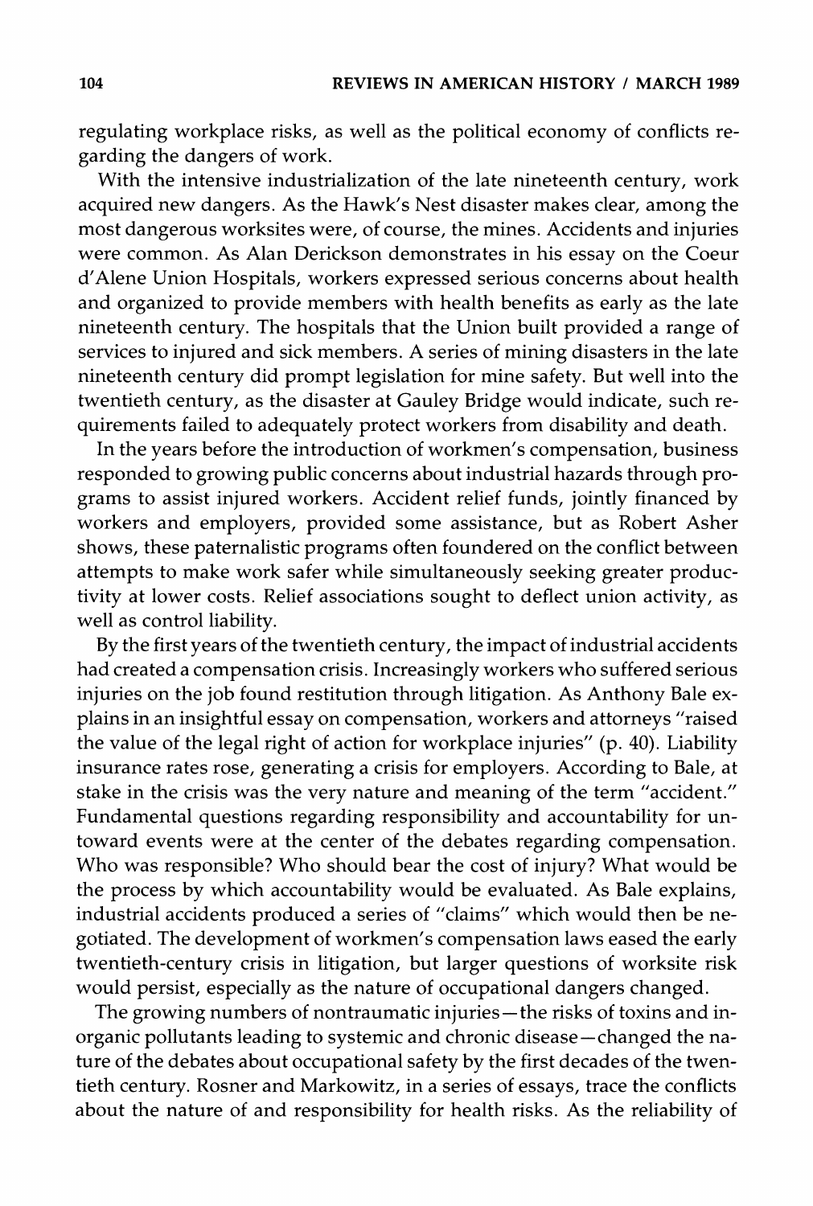regulating workplace risks, as well as the political economy of conflicts regarding the dangers of work.

With the intensive industrialization of the late nineteenth century, work acquired new dangers. As the Hawk's Nest disaster makes clear, among the most dangerous worksites were, of course, the mines. Accidents and injuries were common. As Alan Derickson demonstrates in his essay on the Coeur d'Alene Union Hospitals, workers expressed serious concerns about health and organized to provide members with health benefits as early as the late nineteenth century. The hospitals that the Union built provided a range of services to injured and sick members. A series of mining disasters in the late nineteenth century did prompt legislation for mine safety. But well into the twentieth century, as the disaster at Gauley Bridge would indicate, such requirements failed to adequately protect workers from disability and death.

In the years before the introduction of workmen's compensation, business responded to growing public concerns about industrial hazards through programs to assist injured workers. Accident relief funds, jointly financed by workers and employers, provided some assistance, but as Robert Asher shows, these paternalistic programs often foundered on the conflict between attempts to make work safer while simultaneously seeking greater productivity at lower costs. Relief associations sought to deflect union activity, as well as control liability.

By the first years of the twentieth century, the impact of industrial accidents had created a compensation crisis. Increasingly workers who suffered serious injuries on the job found restitution through litigation. As Anthony Bale explains in an insightful essay on compensation, workers and attorneys "raised the value of the legal right of action for workplace injuries" (p. 40). Liability insurance rates rose, generating a crisis for employers. According to Bale, at stake in the crisis was the very nature and meaning of the term "accident." Fundamental questions regarding responsibility and accountability for untoward events were at the center of the debates regarding compensation. Who was responsible? Who should bear the cost of injury? What would be the process by which accountability would be evaluated. As Bale explains, industrial accidents produced a series of "claims" which would then be negotiated. The development of workmen's compensation laws eased the early twentieth-century crisis in litigation, but larger questions of worksite risk would persist, especially as the nature of occupational dangers changed.

The growing numbers of nontraumatic injuries—the risks of toxins and inorganic pollutants leading to systemic and chronic disease—changed the nature of the debates about occupational safety by the first decades of the twentieth century. Rosner and Markowitz, in a series of essays, trace the conflicts about the nature of and responsibility for health risks. As the reliability of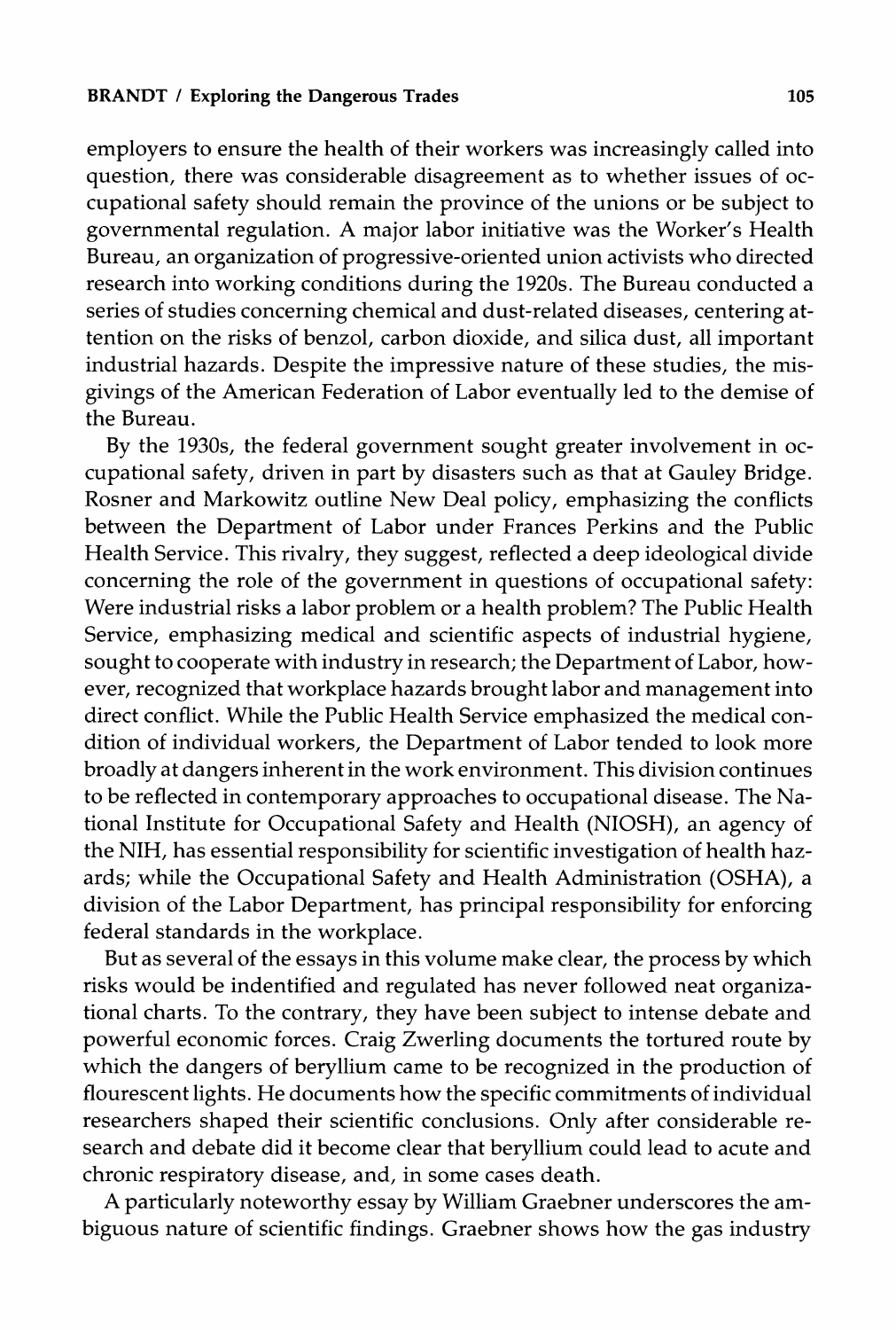employers to ensure the health of their workers was increasingly called into question, there was considerable disagreement as to whether issues of occupational safety should remain the province of the unions or be subject to governmental regulation. A major labor initiative was the Worker's Health Bureau, an organization of progressive-oriented union activists who directed research into working conditions during the 1920s. The Bureau conducted a series of studies concerning chemical and dust-related diseases, centering attention on the risks of benzol, carbon dioxide, and silica dust, all important industrial hazards. Despite the impressive nature of these studies, the misgivings of the American Federation of Labor eventually led to the demise of the Bureau.

By the 1930s, the federal government sought greater involvement in occupational safety, driven in part by disasters such as that at Gauley Bridge. Rosner and Markowitz outline New Deal policy, emphasizing the conflicts between the Department of Labor under Frances Perkins and the Public Health Service. This rivalry, they suggest, reflected a deep ideological divide concerning the role of the government in questions of occupational safety: Were industrial risks a labor problem or a health problem? The Public Health Service, emphasizing medical and scientific aspects of industrial hygiene, sought to cooperate with industry in research; the Department of Labor, however, recognized that workplace hazards brought labor and management into direct conflict. While the Public Health Service emphasized the medical condition of individual workers, the Department of Labor tended to look more broadly at dangers inherent in the work environment. This division continues to be reflected in contemporary approaches to occupational disease. The National Institute for Occupational Safety and Health (NIOSH), an agency of the NIH, has essential responsibility for scientific investigation of health hazards; while the Occupational Safety and Health Administration (OSHA), a division of the Labor Department, has principal responsibility for enforcing federal standards in the workplace.

But as several of the essays in this volume make clear, the process by which risks would be indentified and regulated has never followed neat organizational charts. To the contrary, they have been subject to intense debate and powerful economic forces. Craig Zwerling documents the tortured route by which the dangers of beryllium came to be recognized in the production of flourescent lights. He documents how the specific commitments of individual researchers shaped their scientific conclusions. Only after considerable research and debate did it become clear that beryllium could lead to acute and chronic respiratory disease, and, in some cases death.

A particularly noteworthy essay by William Graebner underscores the ambiguous nature of scientific findings. Graebner shows how the gas industry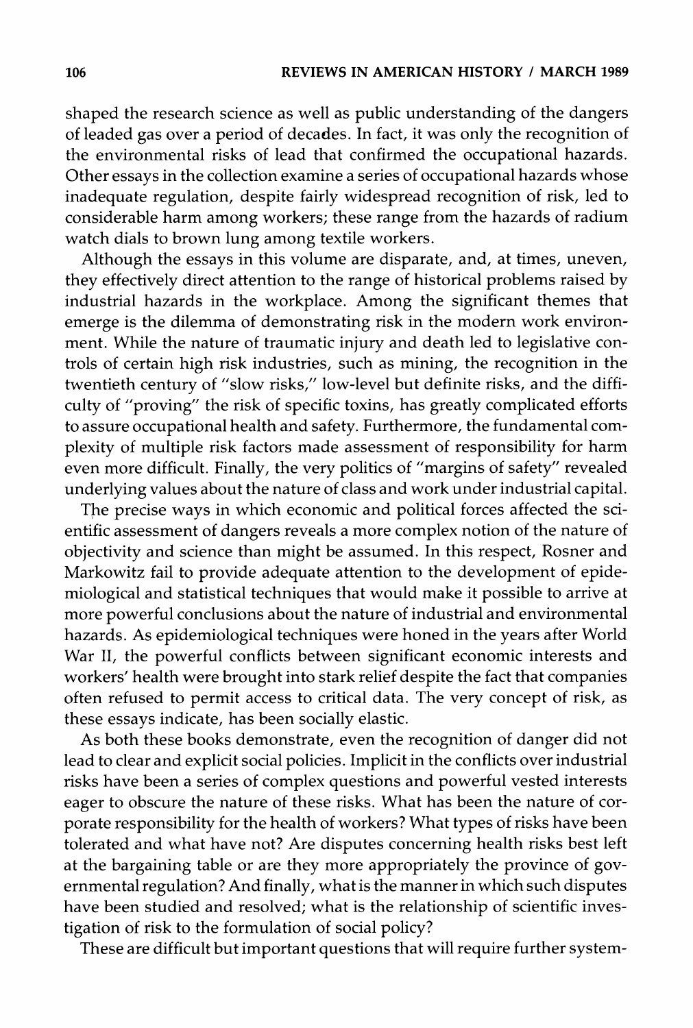shaped the research science as well as public understanding of the dangers of leaded gas over a period of decades. In fact, it was only the recognition of the environmental risks of lead that confirmed the occupational hazards. Other essays in the collection examine a series of occupational hazards whose inadequate regulation, despite fairly widespread recognition of risk, led to considerable harm among workers; these range from the hazards of radium watch dials to brown lung among textile workers.

Although the essays in this volume are disparate, and, at times, uneven, they effectively direct attention to the range of historical problems raised by industrial hazards in the workplace. Among the significant themes that emerge is the dilemma of demonstrating risk in the modern work environment. While the nature of traumatic injury and death led to legislative controls of certain high risk industries, such as mining, the recognition in the twentieth century of "slow risks," low-level but definite risks, and the difficulty of "proving" the risk of specific toxins, has greatly complicated efforts to assure occupational health and safety. Furthermore, the fundamental complexity of multiple risk factors made assessment of responsibility for harm even more difficult. Finally, the very politics of "margins of safety" revealed underlying values about the nature of class and work under industrial capital.

The precise ways in which economic and political forces affected the scientific assessment of dangers reveals a more complex notion of the nature of objectivity and science than might be assumed. In this respect, Rosner and Markowitz fail to provide adequate attention to the development of epidemiological and statistical techniques that would make it possible to arrive at more powerful conclusions about the nature of industrial and environmental hazards. As epidemiological techniques were honed in the years after World War II, the powerful conflicts between significant economic interests and workers' health were brought into stark relief despite the fact that companies often refused to permit access to critical data. The very concept of risk, as these essays indicate, has been socially elastic.

As both these books demonstrate, even the recognition of danger did not lead to clear and explicit social policies. Implicit in the conflicts over industrial risks have been a series of complex questions and powerful vested interests eager to obscure the nature of these risks. What has been the nature of corporate responsibility for the health of workers? What types of risks have been tolerated and what have not? Are disputes concerning health risks best left at the bargaining table or are they more appropriately the province of governmental regulation? And finally, what is the manner in which such disputes have been studied and resolved; what is the relationship of scientific investigation of risk to the formulation of social policy?

These are difficult but important questions that will require further system-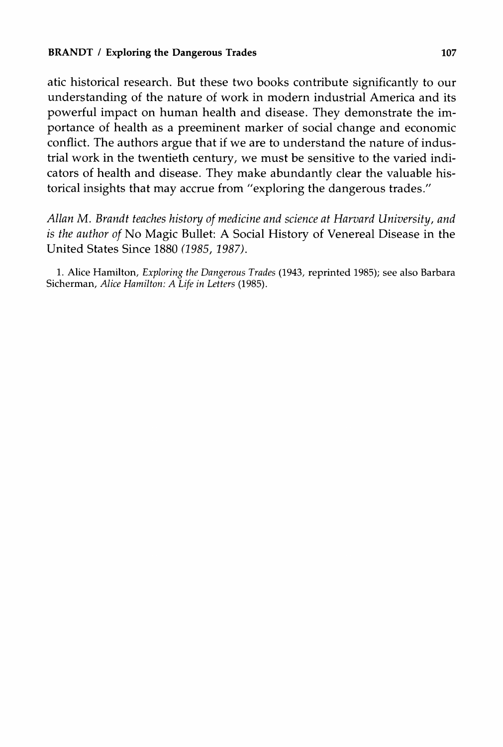atic historical research. But these two books contribute significantly to our understanding of the nature of work in modern industrial America and its powerful impact on human health and disease. They demonstrate the importance of health as a preeminent marker of social change and economic conflict. The authors argue that if we are to understand the nature of industrial work in the twentieth century, we must be sensitive to the varied indicators of health and disease. They make abundantly clear the valuable historical insights that may accrue from "exploring the dangerous trades."

*Allan M. Brandt teaches history of medicine and science at Harvard University, and is the author of* No Magic Bullet: A Social History of Venereal Disease in the United States Since 1880 *(1985, 1987).*

1. Alice Hamilton, *Exploring the Dangerous Trades* (1943, reprinted 1985); see also Barbara Sicherman, *Alice Hamilton: A Life in Letters* (1985).